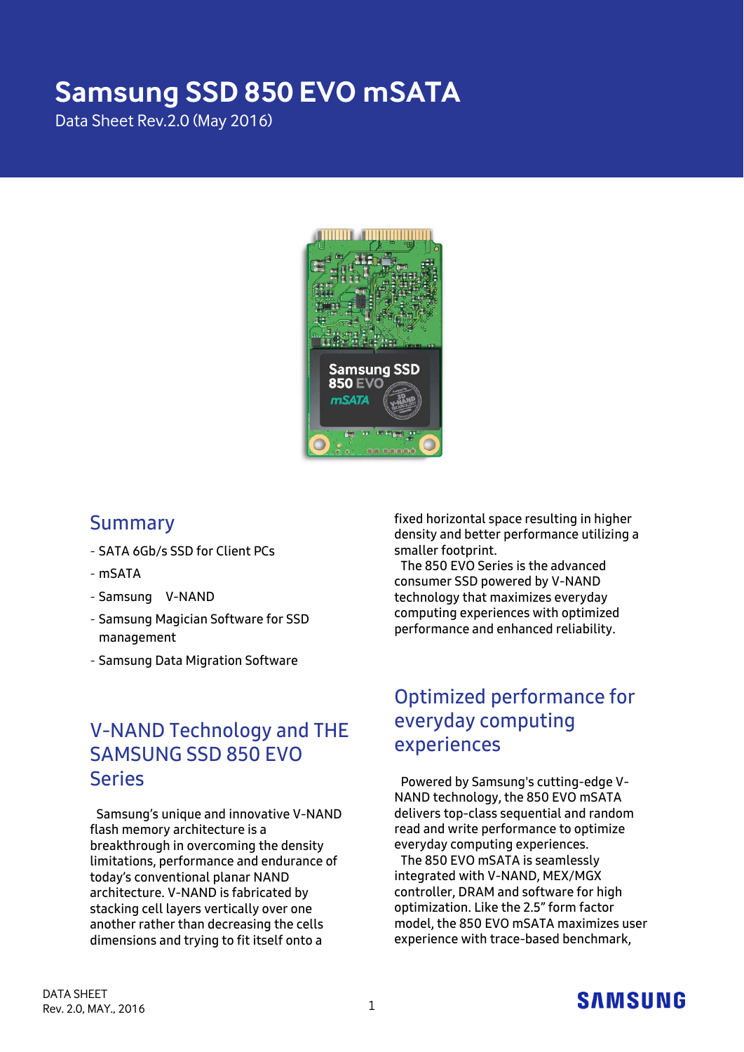# Samsung SSD 850 EVO mSATA

Data Sheet Rev.2.0 (May 2016)

## Summary

- SATA 6Gb/s SSD for Client PCs
- mSATA
- Samsung V-NAND
- Samsung Magician Software for SSD management
- Samsung Data Migration Software

## V-NAND Technology and THE SAMSUNG SSD 850 EVO Series

Samsung's unique and innovative V-NAND flash memory architecture is a breakthrough in overcoming the density limitations, performance and endurance of today's conventional planar NAND architecture. V-NAND is fabricated by stacking cell layers vertically over one another rather than decreasing the cells dimensions and trying to fit itself onto a fixed horizontal space resulting in higher density and better performance utilizing a smaller footprint.

The 850 EVO Series is the advanced consumer SSD powered by V-NAND technology that maximizes everyday computing experiences with optimized performance and enhanced reliability.

## Optimized performance for everyday computing experiences

Powered by Samsung's cutting-edge V-NAND technology, the 850 EVO mSATA delivers top-class sequential and random read and write performance to optimize everyday computing experiences.

The 850 EVO mSATA is seamlessly integrated with V-NAND, MEX/MGX controller, DRAM and software for high optimization. Like the 2.5" form factor model, the 850 EVO mSATA maximizes user experience with trace-based benchmark,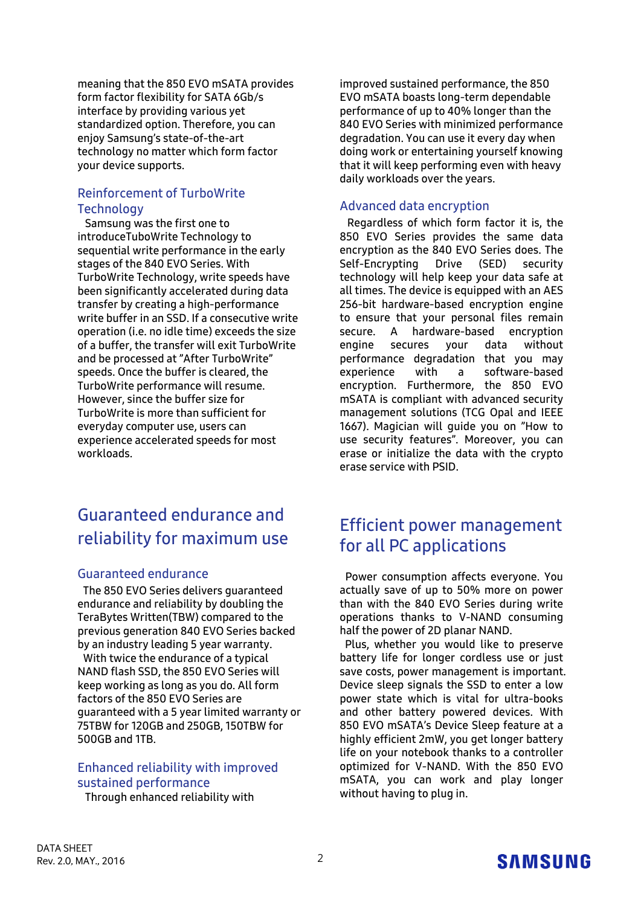meaning that the 850 EVO mSATA provides form factor flexibility for SATA 6Gb/s interface by providing various yet standardized option. Therefore, you can enjoy Samsung's state-of-the-art technology no matter which form factor your device supports.

### Reinforcement of TurboWrite Technology

Samsung was the first one to introduceTuboWrite Technology to sequential write performance in the early stages of the 840 EVO Series. With TurboWrite Technology, write speeds have been significantly accelerated during data transfer by creating a high-performance write buffer in an SSD. If a consecutive write operation (i.e. no idle time) exceeds the size of a buffer, the transfer will exit TurboWrite and be processed at "After TurboWrite" speeds. Once the buffer is cleared, the TurboWrite performance will resume. However, since the buffer size for TurboWrite is more than sufficient for everyday computer use, users can experience accelerated speeds for most workloads.

## Guaranteed endurance and reliability for maximum use

### Guaranteed endurance

The 850 EVO Series delivers guaranteed endurance and reliability by doubling the TeraBytes Written(TBW) compared to the previous generation 840 EVO Series backed by an industry leading 5 year warranty.

With twice the endurance of a typical NAND flash SSD, the 850 EVO Series will keep working as long as you do. All form factors of the 850 EVO Series are guaranteed with a 5 year limited warranty or 75TBW for 120GB and 250GB, 150TBW for 500GB and 1TB.

### Enhanced reliability with improved sustained performance

Through enhanced reliability with improved sustained performance, the 850 EVO mSATA boasts long-term dependable performance of up to 40% longer than the 840 EVO Series with minimized performance degradation. You can use it every day when doing work or entertaining yourself knowing that it will keep performing even with heavy daily workloads over the years.

### Advanced data encryption

Regardless of which form factor it is, the 850 EVO Series provides the same data encryption as the 840 EVO Series does. The Self-Encrypting Drive (SED) security technology will help keep your data safe at all times. The device is equipped with an AES 256-bit hardware-based encryption engine to ensure that your personal files remain secure. A hardware-based encryption engine secures your data without performance degradation that you may experience with a software-based encryption. Furthermore, the 850 EVO mSATA is compliant with advanced security management solutions (TCG Opal and IEEE 1667). Magician will guide you on "How to use security features". Moreover, you can erase or initialize the data with the crypto erase service with PSID.

## Efficient power management for all PC applications

Power consumption affects everyone. You actually save of up to 50% more on power than with the 840 EVO Series during write operations thanks to V-NAND consuming half the power of 2D planar NAND.

Plus, whether you would like to preserve battery life for longer cordless use or just save costs, power management is important. Device sleep signals the SSD to enter a low power state which is vital for ultra-books and other battery powered devices. With 850 EVO mSATA's Device Sleep feature at a highly efficient 2mW, you get longer battery life on your notebook thanks to a controller optimized for V-NAND. With the 850 EVO mSATA, you can work and play longer without having to plug in.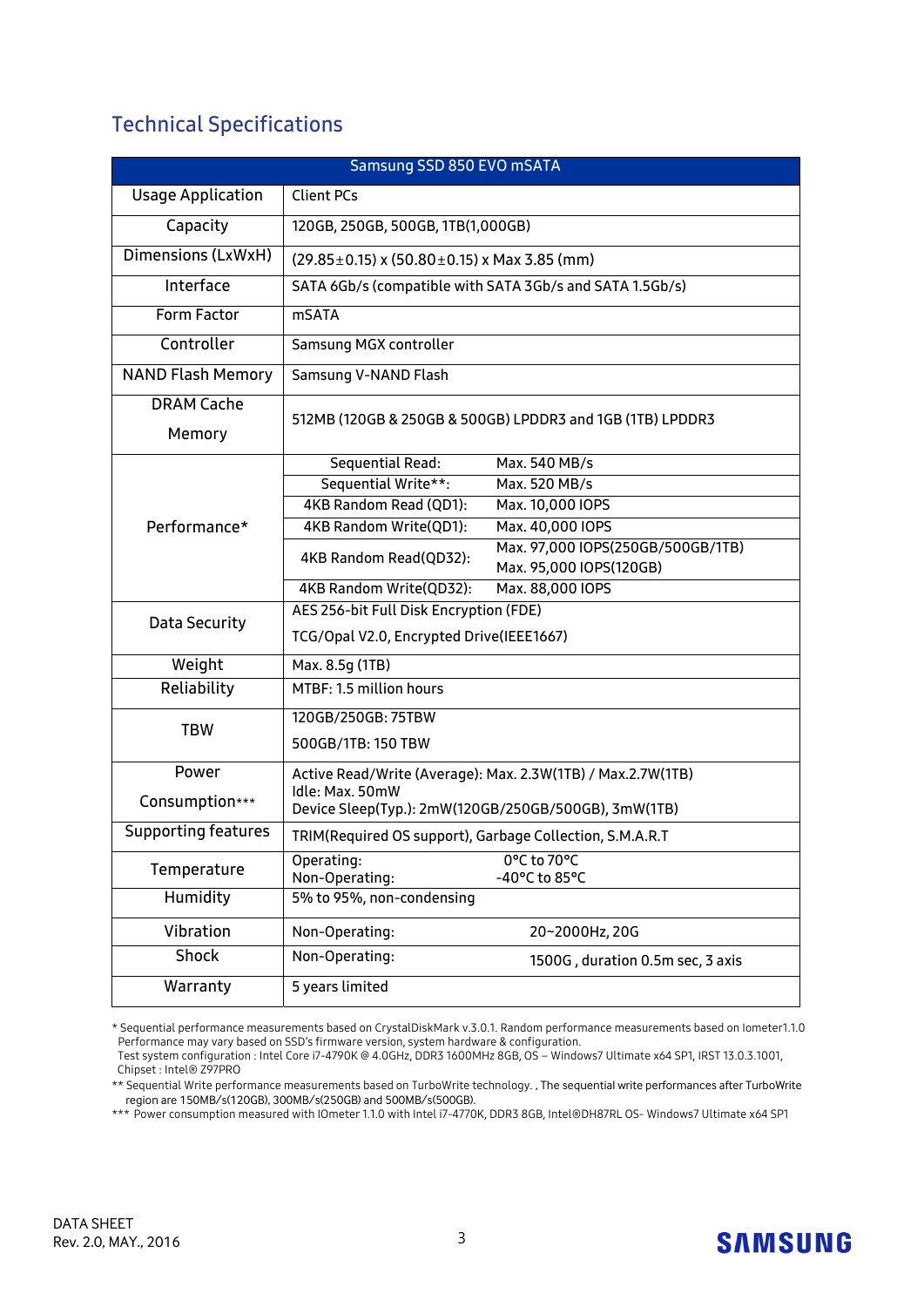## Technical Specifications

| Samsung SSD 850 EVO mSATA | | |
|---|---|---|
| Usage Application | Client PCs | |
| Capacity | 120GB, 250GB, 500GB, 1TB(1,000GB) | |
| Dimensions (LxWxH) | (29.85±0.15) x (50.80±0.15) x Max 3.85 (mm) | |
| Interface | SATA 6Gb/s (compatible with SATA 3Gb/s and SATA 1.5Gb/s) | |
| Form Factor | mSATA | |
| Controller | Samsung MGX controller | |
| NAND Flash Memory | Samsung V-NAND Flash | |
| DRAM Cache Memory | 512MB (120GB & 250GB & 500GB) LPDDR3 and 1GB (1TB) LPDDR3 | |
| Performance* | Sequential Read: | Max. 540 MB/s |
| | Sequential Write**: | Max. 520 MB/s |
| | 4KB Random Read (QD1): | Max. 10,000 IOPS |
| | 4KB Random Write(QD1): | Max. 40,000 IOPS |
| | 4KB Random Read(QD32): | Max. 97,000 IOPS(250GB/500GB/1TB)<br>Max. 95,000 IOPS(120GB) |
| | 4KB Random Write(QD32): | Max. 88,000 IOPS |
| Data Security | AES 256-bit Full Disk Encryption (FDE)<br>TCG/Opal V2.0, Encrypted Drive(IEEE1667) | |
| Weight | Max. 8.5g (1TB) | |
| Reliability | MTBF: 1.5 million hours | |
| TBW | 120GB/250GB: 75TBW<br>500GB/1TB: 150 TBW | |
| Power Consumption*** | Active Read/Write (Average): Max. 2.3W(1TB) / Max.2.7W(1TB)<br>Idle: Max. 50mW<br>Device Sleep(Typ.): 2mW(120GB/250GB/500GB), 3mW(1TB) | |
| Supporting features | TRIM(Required OS support), Garbage Collection, S.M.A.R.T | |
| Temperature | Operating:<br>Non-Operating: | 0°C to 70°C<br>-40°C to 85°C |
| Humidity | 5% to 95%, non-condensing | |
| Vibration | Non-Operating: | 20~2000Hz, 20G |
| Shock | Non-Operating: | 1500G , duration 0.5m sec, 3 axis |
| Warranty | 5 years limited | |

\* Sequential performance measurements based on CrystalDiskMark v.3.0.1. Random performance measurements based on Iometer1.1.0
Performance may vary based on SSD's firmware version, system hardware & configuration.
Test system configuration : Intel Core i7-4790K @ 4.0GHz, DDR3 1600MHz 8GB, OS – Windows7 Ultimate x64 SP1, IRST 13.0.3.1001,
Chipset : Intel® Z97PRO

\*\* Sequential Write performance measurements based on TurboWrite technology. , The sequential write performances after TurboWrite region are 150MB/s(120GB), 300MB/s(250GB) and 500MB/s(500GB).

\*\*\* Power consumption measured with IOmeter 1.1.0 with Intel i7-4770K, DDR3 8GB, Intel®DH87RL OS- Windows7 Ultimate x64 SP1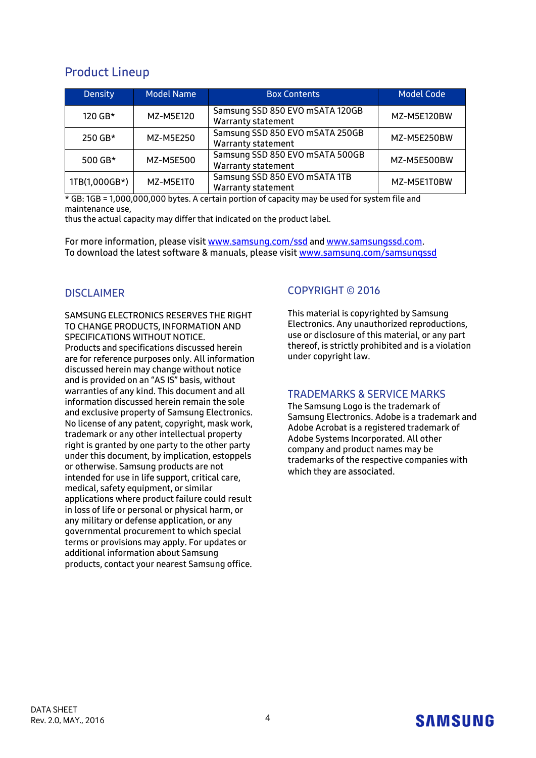## Product Lineup

| Density | Model Name | Box Contents | Model Code |
|---|---|---|---|
| 120 GB* | MZ-M5E120 | Samsung SSD 850 EVO mSATA 120GB<br>Warranty statement | MZ-M5E120BW |
| 250 GB* | MZ-M5E250 | Samsung SSD 850 EVO mSATA 250GB<br>Warranty statement | MZ-M5E250BW |
| 500 GB* | MZ-M5E500 | Samsung SSD 850 EVO mSATA 500GB<br>Warranty statement | MZ-M5E500BW |
| 1TB(1,000GB*) | MZ-M5E1T0 | Samsung SSD 850 EVO mSATA 1TB<br>Warranty statement | MZ-M5E1T0BW |

* GB: 1GB = 1,000,000,000 bytes. A certain portion of capacity may be used for system file and maintenance use,
thus the actual capacity may differ that indicated on the product label.

For more information, please visit www.samsung.com/ssd and www.samsungssd.com.
To download the latest software & manuals, please visit www.samsung.com/samsungssd

## DISCLAIMER

SAMSUNG ELECTRONICS RESERVES THE RIGHT TO CHANGE PRODUCTS, INFORMATION AND SPECIFICATIONS WITHOUT NOTICE.
Products and specifications discussed herein are for reference purposes only. All information discussed herein may change without notice and is provided on an "AS IS" basis, without warranties of any kind. This document and all information discussed herein remain the sole and exclusive property of Samsung Electronics. No license of any patent, copyright, mask work, trademark or any other intellectual property right is granted by one party to the other party under this document, by implication, estoppels or otherwise. Samsung products are not intended for use in life support, critical care, medical, safety equipment, or similar applications where product failure could result in loss of life or personal or physical harm, or any military or defense application, or any governmental procurement to which special terms or provisions may apply. For updates or additional information about Samsung products, contact your nearest Samsung office.

## COPYRIGHT © 2016

This material is copyrighted by Samsung Electronics. Any unauthorized reproductions, use or disclosure of this material, or any part thereof, is strictly prohibited and is a violation under copyright law.

## TRADEMARKS & SERVICE MARKS

The Samsung Logo is the trademark of Samsung Electronics. Adobe is a trademark and Adobe Acrobat is a registered trademark of Adobe Systems Incorporated. All other company and product names may be trademarks of the respective companies with which they are associated.